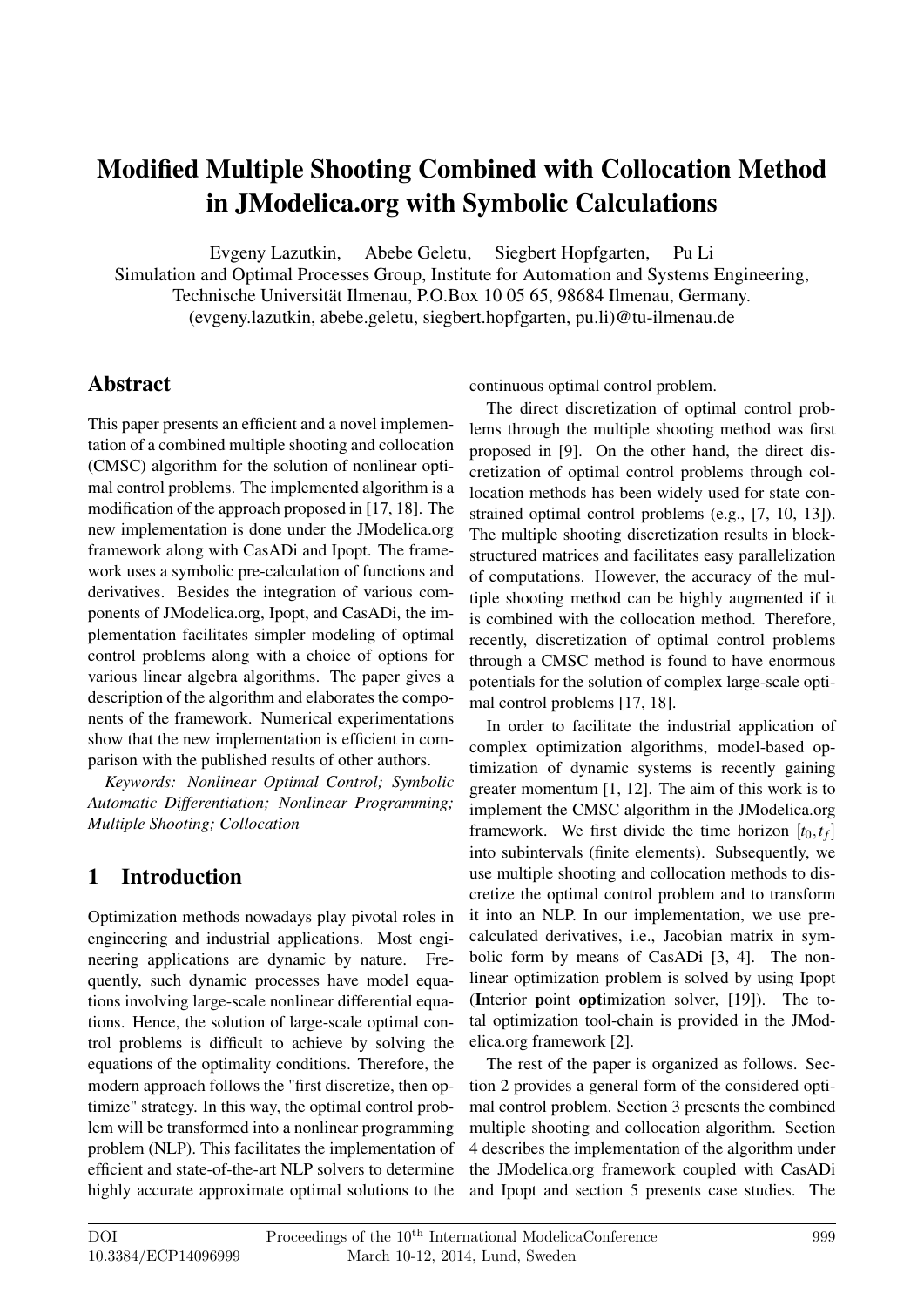# Modified Multiple Shooting Combined with Collocation Method in JModelica.org with Symbolic Calculations

Evgeny Lazutkin, Abebe Geletu, Siegbert Hopfgarten, Pu Li
Simulation and Optimal Processes Group, Institute for Automation and Systems Engineering,
Technische Universität Ilmenau, P.O.Box 10 05 65, 98684 Ilmenau, Germany.
(evgeny.lazutkin, abebe.geletu, siegbert.hopfgarten, pu.li)@tu-ilmenau.de

## Abstract

This paper presents an efficient and a novel implementation of a combined multiple shooting and collocation (CMSC) algorithm for the solution of nonlinear optimal control problems. The implemented algorithm is a modification of the approach proposed in [17, 18]. The new implementation is done under the JModelica.org framework along with CasADi and Ipopt. The framework uses a symbolic pre-calculation of functions and derivatives. Besides the integration of various components of JModelica.org, Ipopt, and CasADi, the implementation facilitates simpler modeling of optimal control problems along with a choice of options for various linear algebra algorithms. The paper gives a description of the algorithm and elaborates the components of the framework. Numerical experimentations show that the new implementation is efficient in comparison with the published results of other authors.

*Keywords: Nonlinear Optimal Control; Symbolic Automatic Differentiation; Nonlinear Programming; Multiple Shooting; Collocation*

## 1 Introduction

Optimization methods nowadays play pivotal roles in engineering and industrial applications. Most engineering applications are dynamic by nature. Frequently, such dynamic processes have model equations involving large-scale nonlinear differential equations. Hence, the solution of large-scale optimal control problems is difficult to achieve by solving the equations of the optimality conditions. Therefore, the modern approach follows the "first discretize, then optimize" strategy. In this way, the optimal control problem will be transformed into a nonlinear programming problem (NLP). This facilitates the implementation of efficient and state-of-the-art NLP solvers to determine highly accurate approximate optimal solutions to the continuous optimal control problem.

The direct discretization of optimal control problems through the multiple shooting method was first proposed in [9]. On the other hand, the direct discretization of optimal control problems through collocation methods has been widely used for state constrained optimal control problems (e.g., [7, 10, 13]). The multiple shooting discretization results in block-structured matrices and facilitates easy parallelization of computations. However, the accuracy of the multiple shooting method can be highly augmented if it is combined with the collocation method. Therefore, recently, discretization of optimal control problems through a CMSC method is found to have enormous potentials for the solution of complex large-scale optimal control problems [17, 18].

In order to facilitate the industrial application of complex optimization algorithms, model-based optimization of dynamic systems is recently gaining greater momentum [1, 12]. The aim of this work is to implement the CMSC algorithm in the JModelica.org framework. We first divide the time horizon $[t_0, t_f]$ into subintervals (finite elements). Subsequently, we use multiple shooting and collocation methods to discretize the optimal control problem and to transform it into an NLP. In our implementation, we use pre-calculated derivatives, i.e., Jacobian matrix in symbolic form by means of CasADi [3, 4]. The nonlinear optimization problem is solved by using Ipopt (**I**nterior **p**oint **opt**imization solver, [19]). The total optimization tool-chain is provided in the JModelica.org framework [2].

The rest of the paper is organized as follows. Section 2 provides a general form of the considered optimal control problem. Section 3 presents the combined multiple shooting and collocation algorithm. Section 4 describes the implementation of the algorithm under the JModelica.org framework coupled with CasADi and Ipopt and section 5 presents case studies. The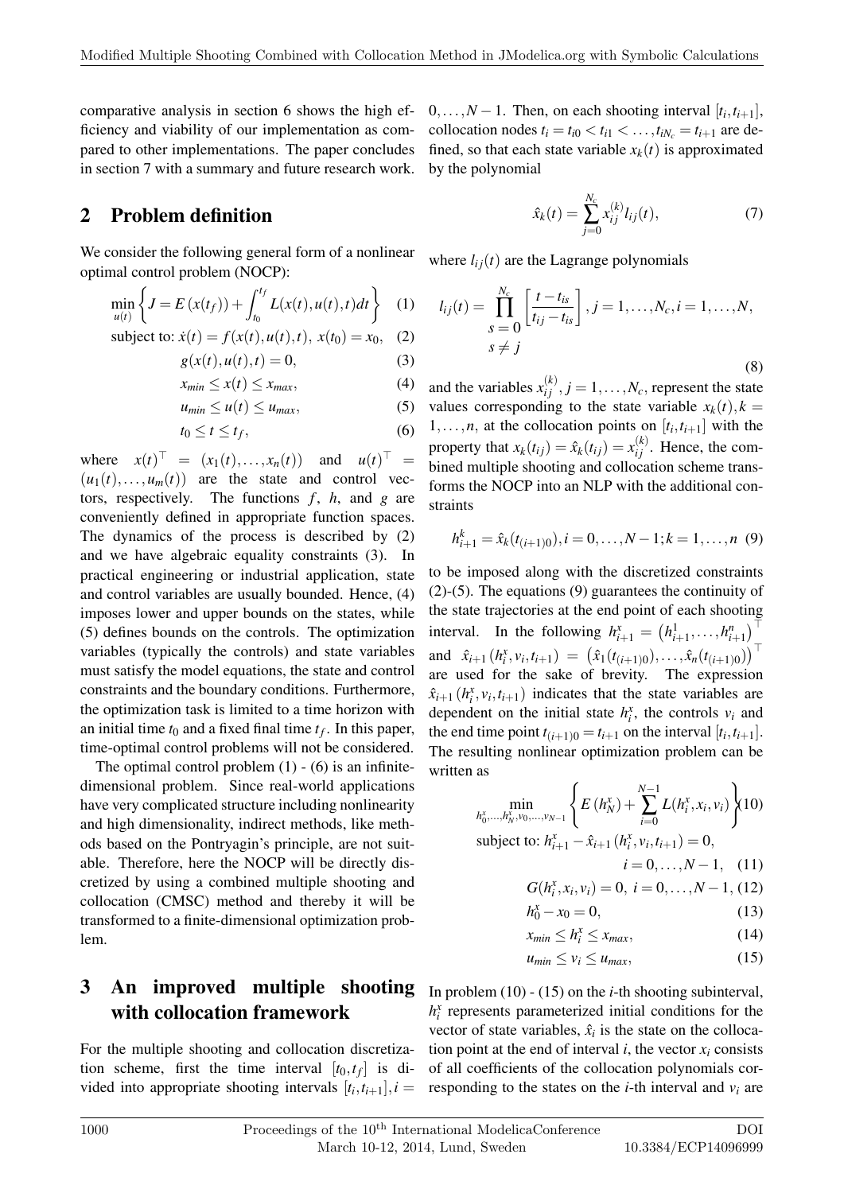comparative analysis in section 6 shows the high efficiency and viability of our implementation as compared to other implementations. The paper concludes in section 7 with a summary and future research work.

## 2 Problem definition

We consider the following general form of a nonlinear optimal control problem (NOCP):

$$\min_{u(t)} \left\{ J = E\left(x(t_f)\right) + \int_{t_0}^{t_f} L(x(t),u(t),t)dt \right\} \quad (1)$$

$$\text{subject to: } \dot{x}(t) = f(x(t),u(t),t),\ x(t_0) = x_0, \quad (2)$$

$$g(x(t),u(t),t) = 0, \quad (3)$$

$$x_{min} \leq x(t) \leq x_{max}, \quad (4)$$

$$u_{min} \leq u(t) \leq u_{max}, \quad (5)$$

$$t_0 \leq t \leq t_f, \quad (6)$$

where $x(t)^\top = (x_1(t),\ldots,x_n(t))$ and $u(t)^\top = (u_1(t),\ldots,u_m(t))$ are the state and control vectors, respectively. The functions $f$, $h$, and $g$ are conveniently defined in appropriate function spaces. The dynamics of the process is described by (2) and we have algebraic equality constraints (3). In practical engineering or industrial application, state and control variables are usually bounded. Hence, (4) imposes lower and upper bounds on the states, while (5) defines bounds on the controls. The optimization variables (typically the controls) and state variables must satisfy the model equations, the state and control constraints and the boundary conditions. Furthermore, the optimization task is limited to a time horizon with an initial time $t_0$ and a fixed final time $t_f$. In this paper, time-optimal control problems will not be considered.

The optimal control problem (1) - (6) is an infinite-dimensional problem. Since real-world applications have very complicated structure including nonlinearity and high dimensionality, indirect methods, like methods based on the Pontryagin's principle, are not suitable. Therefore, here the NOCP will be directly discretized by using a combined multiple shooting and collocation (CMSC) method and thereby it will be transformed to a finite-dimensional optimization problem.

## 3 An improved multiple shooting with collocation framework

For the multiple shooting and collocation discretization scheme, first the time interval $[t_0,t_f]$ is divided into appropriate shooting intervals $[t_i,t_{i+1}], i = 0,\ldots,N-1$. Then, on each shooting interval $[t_i,t_{i+1}]$, collocation nodes $t_i = t_{i0} < t_{i1} < \ldots, t_{iN_c} = t_{i+1}$ are defined, so that each state variable $x_k(t)$ is approximated by the polynomial

$$\hat{x}_k(t) = \sum_{j=0}^{N_c} x_{ij}^{(k)} l_{ij}(t), \quad (7)$$

where $l_{ij}(t)$ are the Lagrange polynomials

$$l_{ij}(t) = \prod_{\substack{s=0 \\ s\neq j}}^{N_c} \left[\frac{t-t_{is}}{t_{ij}-t_{is}}\right], j = 1,\ldots,N_c, i = 1,\ldots,N, \quad (8)$$

and the variables $x_{ij}^{(k)}, j = 1,\ldots,N_c$, represent the state values corresponding to the state variable $x_k(t), k = 1,\ldots,n$, at the collocation points on $[t_i,t_{i+1}]$ with the property that $x_k(t_{ij}) = \hat{x}_k(t_{ij}) = x_{ij}^{(k)}$. Hence, the combined multiple shooting and collocation scheme transforms the NOCP into an NLP with the additional constraints

$$h_{i+1}^k = \hat{x}_k(t_{(i+1)0}), i = 0,\ldots,N-1; k = 1,\ldots,n \quad (9)$$

to be imposed along with the discretized constraints (2)-(5). The equations (9) guarantees the continuity of the state trajectories at the end point of each shooting interval. In the following $h_{i+1}^x = \left(h_{i+1}^1,\ldots,h_{i+1}^n\right)^\top$ and $\hat{x}_{i+1}\left(h_i^x,v_i,t_{i+1}\right) = \left(\hat{x}_1(t_{(i+1)0}),\ldots,\hat{x}_n(t_{(i+1)0})\right)^\top$ are used for the sake of brevity. The expression $\hat{x}_{i+1}\left(h_i^x,v_i,t_{i+1}\right)$ indicates that the state variables are dependent on the initial state $h_i^x$, the controls $v_i$ and the end time point $t_{(i+1)0} = t_{i+1}$ on the interval $[t_i,t_{i+1}]$. The resulting nonlinear optimization problem can be written as

$$\min_{h_0^x,\ldots,h_N^x,v_0,\ldots,v_{N-1}} \left\{ E\left(h_N^x\right) + \sum_{i=0}^{N-1} L(h_i^x,x_i,v_i) \right\} \quad (10)$$

$$\text{subject to: } h_{i+1}^x - \hat{x}_{i+1}\left(h_i^x,v_i,t_{i+1}\right) = 0, \quad i = 0,\ldots,N-1, \quad (11)$$

$$G(h_i^x,x_i,v_i) = 0,\ i = 0,\ldots,N-1, \quad (12)$$

$$h_0^x - x_0 = 0, \quad (13)$$

$$x_{min} \leq h_i^x \leq x_{max}, \quad (14)$$

$$u_{min} \leq v_i \leq u_{max}, \quad (15)$$

In problem (10) - (15) on the $i$-th shooting subinterval, $h_i^x$ represents parameterized initial conditions for the vector of state variables, $\hat{x}_i$ is the state on the collocation point at the end of interval $i$, the vector $x_i$ consists of all coefficients of the collocation polynomials corresponding to the states on the $i$-th interval and $v_i$ are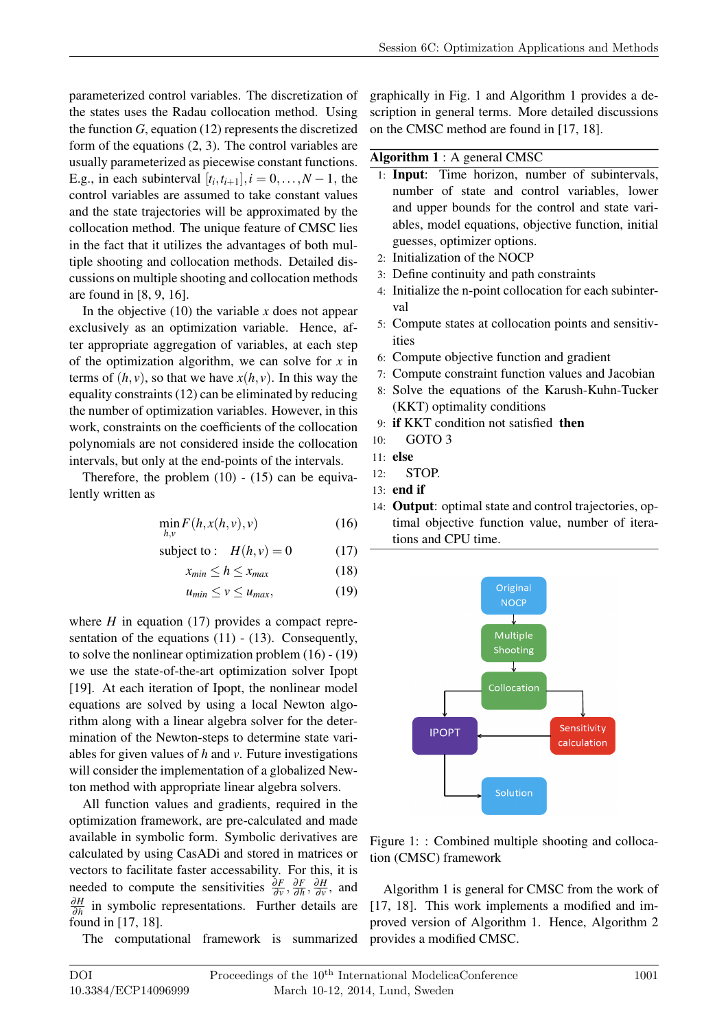parameterized control variables. The discretization of the states uses the Radau collocation method. Using the function $G$, equation (12) represents the discretized form of the equations (2, 3). The control variables are usually parameterized as piecewise constant functions. E.g., in each subinterval $[t_i, t_{i+1}], i = 0, \ldots, N-1$, the control variables are assumed to take constant values and the state trajectories will be approximated by the collocation method. The unique feature of CMSC lies in the fact that it utilizes the advantages of both multiple shooting and collocation methods. Detailed discussions on multiple shooting and collocation methods are found in [8, 9, 16].

In the objective (10) the variable $x$ does not appear exclusively as an optimization variable. Hence, after appropriate aggregation of variables, at each step of the optimization algorithm, we can solve for $x$ in terms of $(h, v)$, so that we have $x(h, v)$. In this way the equality constraints (12) can be eliminated by reducing the number of optimization variables. However, in this work, constraints on the coefficients of the collocation polynomials are not considered inside the collocation intervals, but only at the end-points of the intervals.

Therefore, the problem (10) - (15) can be equivalently written as

$$\min_{h,v} F(h, x(h, v), v) \tag{16}$$

$$\text{subject to :} \quad H(h, v) = 0 \tag{17}$$

$$x_{min} \leq h \leq x_{max} \tag{18}$$

$$u_{min} \leq v \leq u_{max}, \tag{19}$$

where $H$ in equation (17) provides a compact representation of the equations (11) - (13). Consequently, to solve the nonlinear optimization problem (16) - (19) we use the state-of-the-art optimization solver Ipopt [19]. At each iteration of Ipopt, the nonlinear model equations are solved by using a local Newton algorithm along with a linear algebra solver for the determination of the Newton-steps to determine state variables for given values of $h$ and $v$. Future investigations will consider the implementation of a globalized Newton method with appropriate linear algebra solvers.

All function values and gradients, required in the optimization framework, are pre-calculated and made available in symbolic form. Symbolic derivatives are calculated by using CasADi and stored in matrices or vectors to facilitate faster accessability. For this, it is needed to compute the sensitivities $\frac{\partial F}{\partial v}, \frac{\partial F}{\partial h}, \frac{\partial H}{\partial v}$, and $\frac{\partial H}{\partial h}$ in symbolic representations. Further details are found in [17, 18].

The computational framework is summarized graphically in Fig. 1 and Algorithm 1 provides a description in general terms. More detailed discussions on the CMSC method are found in [17, 18].

**Algorithm 1** : A general CMSC

1: **Input**: Time horizon, number of subintervals, number of state and control variables, lower and upper bounds for the control and state variables, model equations, objective function, initial guesses, optimizer options.
2: Initialization of the NOCP
3: Define continuity and path constraints
4: Initialize the n-point collocation for each subinterval
5: Compute states at collocation points and sensitivities
6: Compute objective function and gradient
7: Compute constraint function values and Jacobian
8: Solve the equations of the Karush-Kuhn-Tucker (KKT) optimality conditions
9: **if** KKT condition not satisfied **then**
10: GOTO 3
11: **else**
12: STOP.
13: **end if**
14: **Output**: optimal state and control trajectories, optimal objective function value, number of iterations and CPU time.

Figure 1: : Combined multiple shooting and collocation (CMSC) framework

Algorithm 1 is general for CMSC from the work of [17, 18]. This work implements a modified and improved version of Algorithm 1. Hence, Algorithm 2 provides a modified CMSC.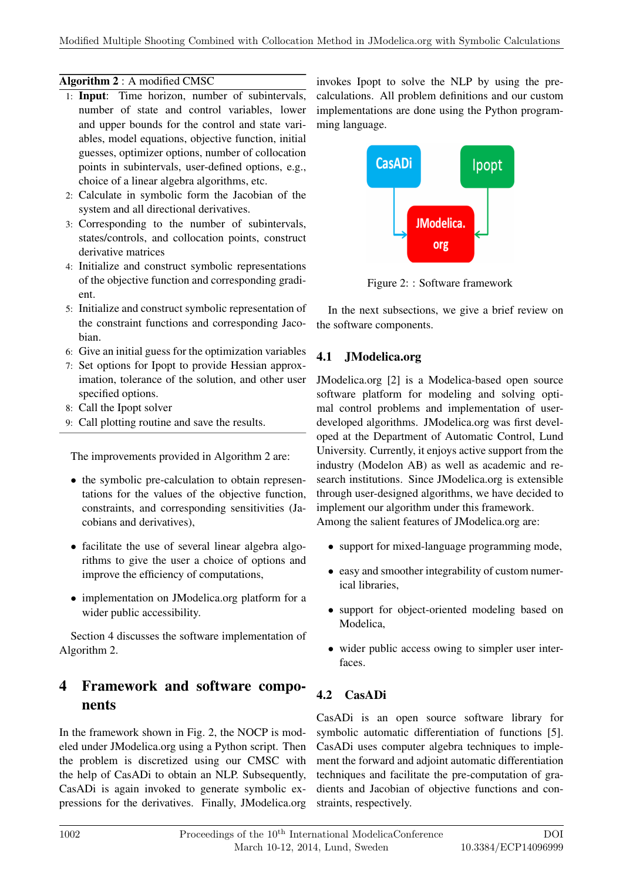**Algorithm 2** : A modified CMSC

1: **Input**: Time horizon, number of subintervals, number of state and control variables, lower and upper bounds for the control and state variables, model equations, objective function, initial guesses, optimizer options, number of collocation points in subintervals, user-defined options, e.g., choice of a linear algebra algorithms, etc.
2: Calculate in symbolic form the Jacobian of the system and all directional derivatives.
3: Corresponding to the number of subintervals, states/controls, and collocation points, construct derivative matrices
4: Initialize and construct symbolic representations of the objective function and corresponding gradient.
5: Initialize and construct symbolic representation of the constraint functions and corresponding Jacobian.
6: Give an initial guess for the optimization variables
7: Set options for Ipopt to provide Hessian approximation, tolerance of the solution, and other user specified options.
8: Call the Ipopt solver
9: Call plotting routine and save the results.

The improvements provided in Algorithm 2 are:

- the symbolic pre-calculation to obtain representations for the values of the objective function, constraints, and corresponding sensitivities (Jacobians and derivatives),
- facilitate the use of several linear algebra algorithms to give the user a choice of options and improve the efficiency of computations,
- implementation on JModelica.org platform for a wider public accessibility.

Section 4 discusses the software implementation of Algorithm 2.

# 4 Framework and software components

In the framework shown in Fig. 2, the NOCP is modeled under JModelica.org using a Python script. Then the problem is discretized using our CMSC with the help of CasADi to obtain an NLP. Subsequently, CasADi is again invoked to generate symbolic expressions for the derivatives. Finally, JModelica.org invokes Ipopt to solve the NLP by using the pre-calculations. All problem definitions and our custom implementations are done using the Python programming language.

Figure 2: : Software framework

In the next subsections, we give a brief review on the software components.

## 4.1 JModelica.org

JModelica.org [2] is a Modelica-based open source software platform for modeling and solving optimal control problems and implementation of user-developed algorithms. JModelica.org was first developed at the Department of Automatic Control, Lund University. Currently, it enjoys active support from the industry (Modelon AB) as well as academic and research institutions. Since JModelica.org is extensible through user-designed algorithms, we have decided to implement our algorithm under this framework.
Among the salient features of JModelica.org are:

- support for mixed-language programming mode,
- easy and smoother integrability of custom numerical libraries,
- support for object-oriented modeling based on Modelica,
- wider public access owing to simpler user interfaces.

## 4.2 CasADi

CasADi is an open source software library for symbolic automatic differentiation of functions [5]. CasADi uses computer algebra techniques to implement the forward and adjoint automatic differentiation techniques and facilitate the pre-computation of gradients and Jacobian of objective functions and constraints, respectively.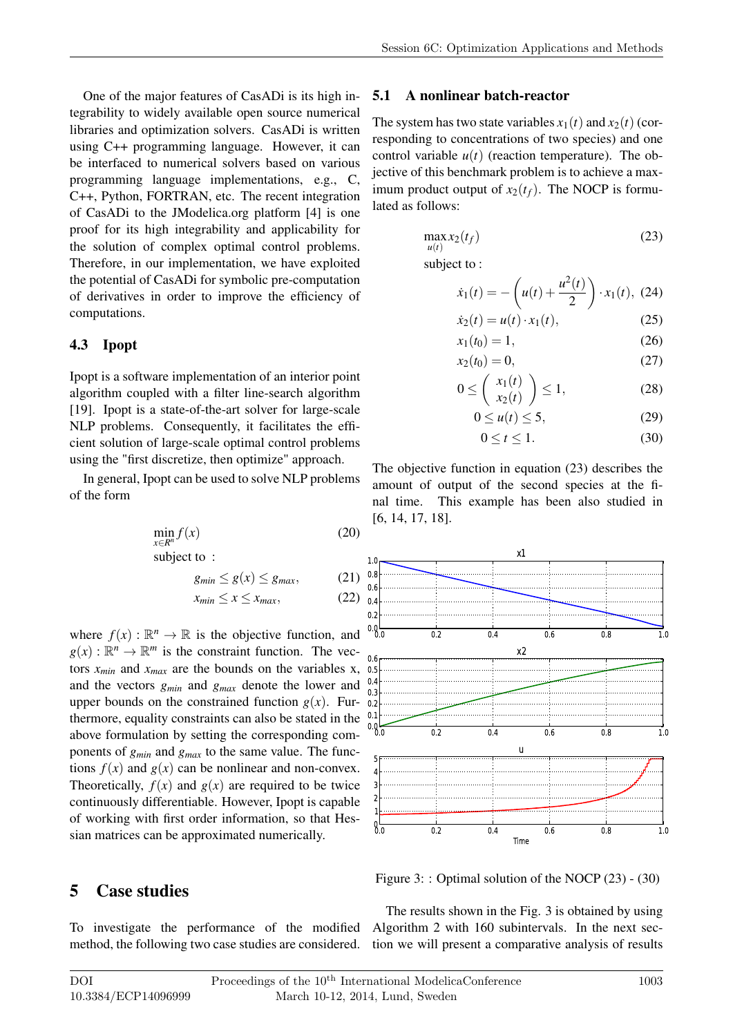One of the major features of CasADi is its high integrability to widely available open source numerical libraries and optimization solvers. CasADi is written using C++ programming language. However, it can be interfaced to numerical solvers based on various programming language implementations, e.g., C, C++, Python, FORTRAN, etc. The recent integration of CasADi to the JModelica.org platform [4] is one proof for its high integrability and applicability for the solution of complex optimal control problems. Therefore, in our implementation, we have exploited the potential of CasADi for symbolic pre-computation of derivatives in order to improve the efficiency of computations.

### 4.3 Ipopt

Ipopt is a software implementation of an interior point algorithm coupled with a filter line-search algorithm [19]. Ipopt is a state-of-the-art solver for large-scale NLP problems. Consequently, it facilitates the efficient solution of large-scale optimal control problems using the "first discretize, then optimize" approach.

In general, Ipopt can be used to solve NLP problems of the form

$$\min_{x \in R^n} f(x) \tag{20}$$

subject to :

$$g_{min} \leq g(x) \leq g_{max}, \tag{21}$$

$$x_{min} \leq x \leq x_{max}, \tag{22}$$

where $f(x) : \mathbb{R}^n \to \mathbb{R}$ is the objective function, and $g(x) : \mathbb{R}^n \to \mathbb{R}^m$ is the constraint function. The vectors $x_{min}$ and $x_{max}$ are the bounds on the variables x, and the vectors $g_{min}$ and $g_{max}$ denote the lower and upper bounds on the constrained function $g(x)$. Furthermore, equality constraints can also be stated in the above formulation by setting the corresponding components of $g_{min}$ and $g_{max}$ to the same value. The functions $f(x)$ and $g(x)$ can be nonlinear and non-convex. Theoretically, $f(x)$ and $g(x)$ are required to be twice continuously differentiable. However, Ipopt is capable of working with first order information, so that Hessian matrices can be approximated numerically.

## 5 Case studies

To investigate the performance of the modified method, the following two case studies are considered.

### 5.1 A nonlinear batch-reactor

The system has two state variables $x_1(t)$ and $x_2(t)$ (corresponding to concentrations of two species) and one control variable $u(t)$ (reaction temperature). The objective of this benchmark problem is to achieve a maximum product output of $x_2(t_f)$. The NOCP is formulated as follows:

$$\max_{u(t)} x_2(t_f) \tag{23}$$

subject to :

$$\dot{x}_1(t) = -\left(u(t) + \frac{u^2(t)}{2}\right) \cdot x_1(t), \tag{24}$$

$$\dot{x}_2(t) = u(t) \cdot x_1(t), \tag{25}$$

$$x_1(t_0) = 1, \tag{26}$$

$$x_2(t_0) = 0, \tag{27}$$

$$0 \leq \begin{pmatrix} x_1(t) \\ x_2(t) \end{pmatrix} \leq 1, \tag{28}$$

$$0 \leq u(t) \leq 5, \tag{29}$$

$$0 \leq t \leq 1. \tag{30}$$

The objective function in equation (23) describes the amount of output of the second species at the final time. This example has been also studied in [6, 14, 17, 18].

Figure 3: : Optimal solution of the NOCP (23) - (30)

The results shown in the Fig. 3 is obtained by using Algorithm 2 with 160 subintervals. In the next section we will present a comparative analysis of results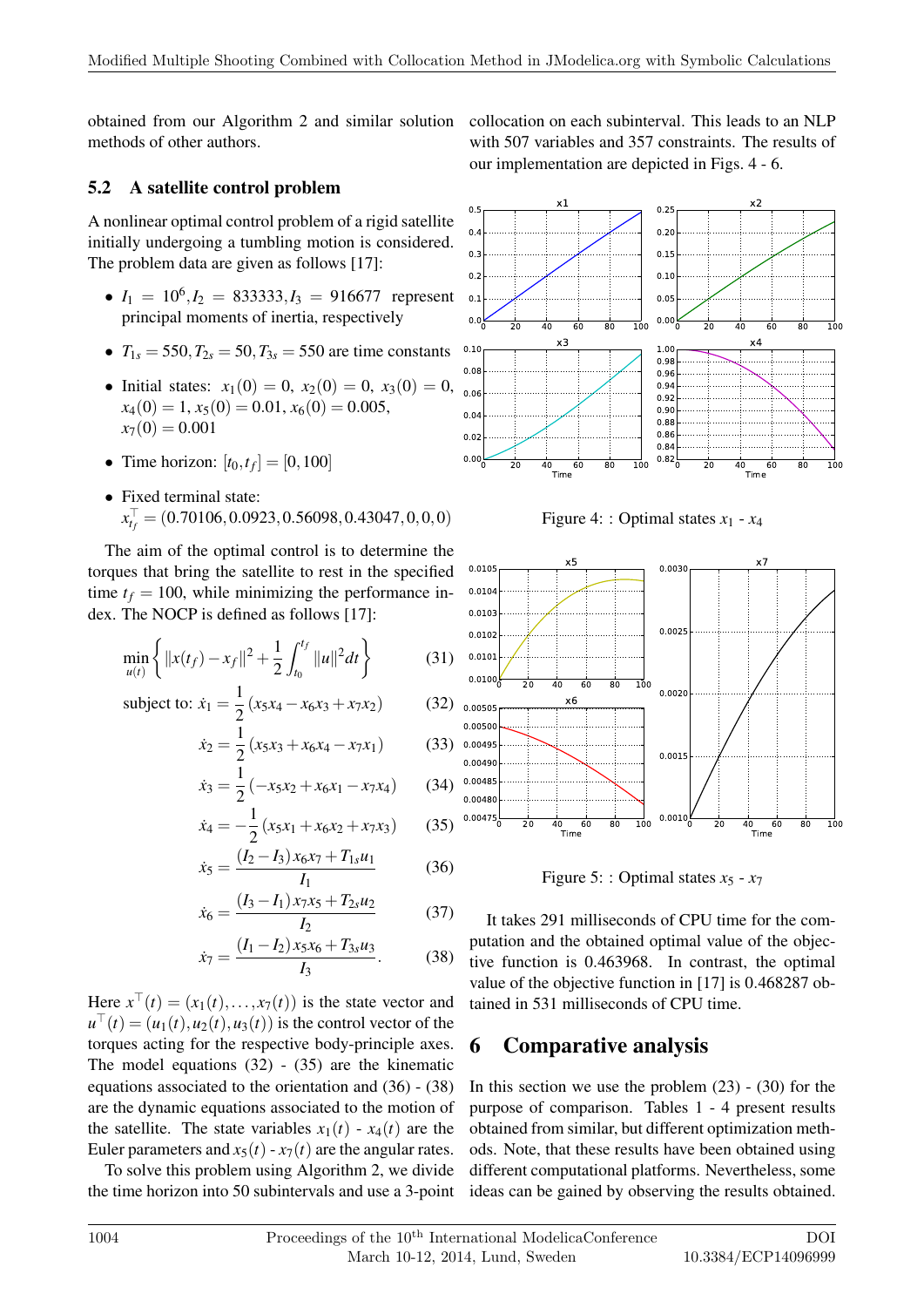obtained from our Algorithm 2 and similar solution methods of other authors.

### 5.2 A satellite control problem

A nonlinear optimal control problem of a rigid satellite initially undergoing a tumbling motion is considered. The problem data are given as follows [17]:

- $I_1 = 10^6, I_2 = 833333, I_3 = 916677$ represent principal moments of inertia, respectively
- $T_{1s} = 550, T_{2s} = 50, T_{3s} = 550$ are time constants
- Initial states: $x_1(0) = 0$, $x_2(0) = 0$, $x_3(0) = 0$, $x_4(0) = 1$, $x_5(0) = 0.01$, $x_6(0) = 0.005$, $x_7(0) = 0.001$
- Time horizon: $[t_0, t_f] = [0, 100]$
- Fixed terminal state: $x_{t_f}^\top = (0.70106, 0.0923, 0.56098, 0.43047, 0, 0, 0)$

The aim of the optimal control is to determine the torques that bring the satellite to rest in the specified time $t_f = 100$, while minimizing the performance index. The NOCP is defined as follows [17]:

$$\min_{u(t)} \left\{ \|x(t_f) - x_f\|^2 + \frac{1}{2}\int_{t_0}^{t_f} \|u\|^2 dt \right\} \tag{31}$$

$$\text{subject to: } \dot{x}_1 = \frac{1}{2}(x_5x_4 - x_6x_3 + x_7x_2) \tag{32}$$

$$\dot{x}_2 = \frac{1}{2}(x_5x_3 + x_6x_4 - x_7x_1) \tag{33}$$

$$\dot{x}_3 = \frac{1}{2}(-x_5x_2 + x_6x_1 - x_7x_4) \tag{34}$$

$$\dot{x}_4 = -\frac{1}{2}(x_5x_1 + x_6x_2 + x_7x_3) \tag{35}$$

$$\dot{x}_5 = \frac{(I_2 - I_3)x_6x_7 + T_{1s}u_1}{I_1} \tag{36}$$

$$\dot{x}_6 = \frac{(I_3 - I_1)x_7x_5 + T_{2s}u_2}{I_2} \tag{37}$$

$$\dot{x}_7 = \frac{(I_1 - I_2)x_5x_6 + T_{3s}u_3}{I_3}. \tag{38}$$

Here $x^\top(t) = (x_1(t), \ldots, x_7(t))$ is the state vector and $u^\top(t) = (u_1(t), u_2(t), u_3(t))$ is the control vector of the torques acting for the respective body-principle axes. The model equations (32) - (35) are the kinematic equations associated to the orientation and (36) - (38) are the dynamic equations associated to the motion of the satellite. The state variables $x_1(t)$ - $x_4(t)$ are the Euler parameters and $x_5(t)$ - $x_7(t)$ are the angular rates.

To solve this problem using Algorithm 2, we divide the time horizon into 50 subintervals and use a 3-point collocation on each subinterval. This leads to an NLP with 507 variables and 357 constraints. The results of our implementation are depicted in Figs. 4 - 6.

Figure 4: : Optimal states $x_1$ - $x_4$

Figure 5: : Optimal states $x_5$ - $x_7$

It takes 291 milliseconds of CPU time for the computation and the obtained optimal value of the objective function is 0.463968. In contrast, the optimal value of the objective function in [17] is 0.468287 obtained in 531 milliseconds of CPU time.

## 6 Comparative analysis

In this section we use the problem (23) - (30) for the purpose of comparison. Tables 1 - 4 present results obtained from similar, but different optimization methods. Note, that these results have been obtained using different computational platforms. Nevertheless, some ideas can be gained by observing the results obtained.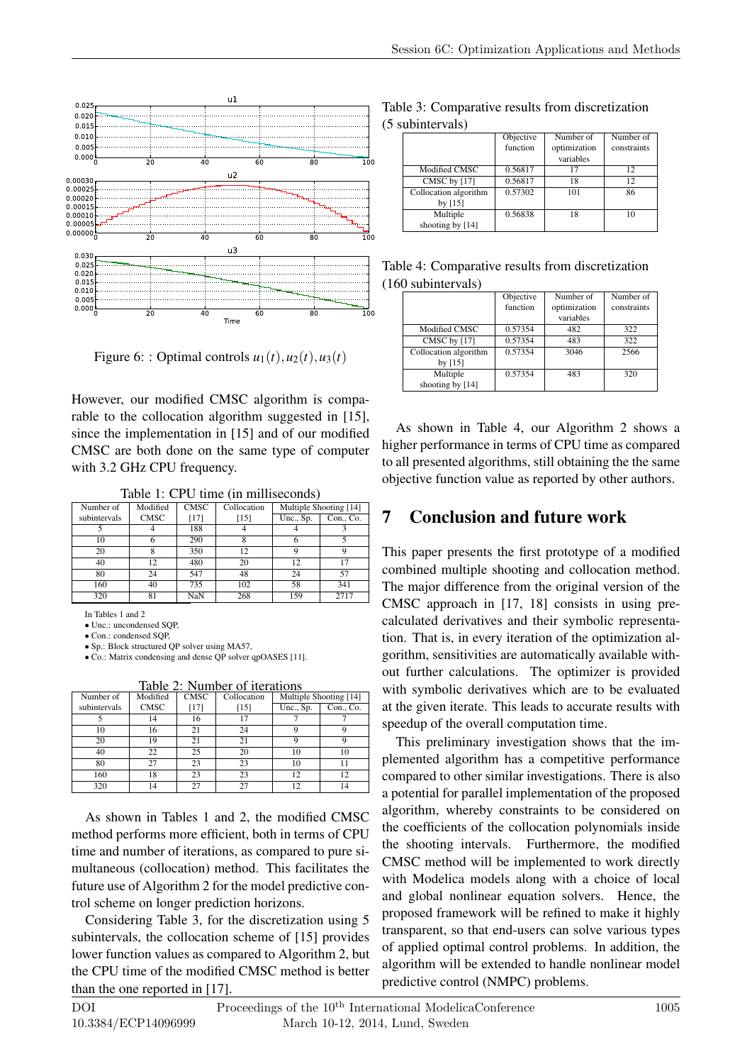Figure 6: : Optimal controls $u_1(t), u_2(t), u_3(t)$

However, our modified CMSC algorithm is comparable to the collocation algorithm suggested in [15], since the implementation in [15] and of our modified CMSC are both done on the same type of computer with 3.2 GHz CPU frequency.

Table 1: CPU time (in milliseconds)

| Number of subintervals | Modified CMSC | CMSC [17] | Collocation [15] | Multiple Shooting [14] | |
|---|---|---|---|---|---|
| | | | | Unc., Sp. | Con., Co. |
| 5 | 4 | 188 | 4 | 4 | 3 |
| 10 | 6 | 290 | 8 | 6 | 5 |
| 20 | 8 | 350 | 12 | 9 | 9 |
| 40 | 12 | 480 | 20 | 12 | 17 |
| 80 | 24 | 547 | 48 | 24 | 57 |
| 160 | 40 | 735 | 102 | 58 | 341 |
| 320 | 81 | NaN | 268 | 159 | 2717 |

In Tables 1 and 2
- Unc.: unconsensed SQP,
- Con.: condensed SQP,
- Sp.: Block structured QP solver using MA57,
- Co.: Matrix condensing and dense QP solver qpOASES [11].

Table 2: Number of iterations

| Number of subintervals | Modified CMSC | CMSC [17] | Collocation [15] | Multiple Shooting [14] | |
|---|---|---|---|---|---|
| | | | | Unc., Sp. | Con., Co. |
| 5 | 14 | 16 | 17 | 7 | 7 |
| 10 | 16 | 21 | 24 | 9 | 9 |
| 20 | 19 | 21 | 21 | 9 | 9 |
| 40 | 22 | 25 | 20 | 10 | 10 |
| 80 | 27 | 23 | 23 | 10 | 11 |
| 160 | 18 | 23 | 23 | 12 | 12 |
| 320 | 14 | 27 | 27 | 12 | 14 |

As shown in Tables 1 and 2, the modified CMSC method performs more efficient, both in terms of CPU time and number of iterations, as compared to pure simultaneous (collocation) method. This facilitates the future use of Algorithm 2 for the model predictive control scheme on longer prediction horizons.

Considering Table 3, for the discretization using 5 subintervals, the collocation scheme of [15] provides lower function values as compared to Algorithm 2, but the CPU time of the modified CMSC method is better than the one reported in [17].

Table 3: Comparative results from discretization (5 subintervals)

| | Objective function | Number of optimization variables | Number of constraints |
|---|---|---|---|
| Modified CMSC | 0.56817 | 17 | 12 |
| CMSC by [17] | 0.56817 | 18 | 12 |
| Collocation algorithm by [15] | 0.57302 | 101 | 86 |
| Multiple shooting by [14] | 0.56838 | 18 | 10 |

Table 4: Comparative results from discretization (160 subintervals)

| | Objective function | Number of optimization variables | Number of constraints |
|---|---|---|---|
| Modified CMSC | 0.57354 | 482 | 322 |
| CMSC by [17] | 0.57354 | 483 | 322 |
| Collocation algorithm by [15] | 0.57354 | 3046 | 2566 |
| Multiple shooting by [14] | 0.57354 | 483 | 320 |

As shown in Table 4, our Algorithm 2 shows a higher performance in terms of CPU time as compared to all presented algorithms, still obtaining the the same objective function value as reported by other authors.

## 7 Conclusion and future work

This paper presents the first prototype of a modified combined multiple shooting and collocation method. The major difference from the original version of the CMSC approach in [17, 18] consists in using precalculated derivatives and their symbolic representation. That is, in every iteration of the optimization algorithm, sensitivities are automatically available without further calculations. The optimizer is provided with symbolic derivatives which are to be evaluated at the given iterate. This leads to accurate results with speedup of the overall computation time.

This preliminary investigation shows that the implemented algorithm has a competitive performance compared to other similar investigations. There is also a potential for parallel implementation of the proposed algorithm, whereby constraints to be considered on the coefficients of the collocation polynomials inside the shooting intervals. Furthermore, the modified CMSC method will be implemented to work directly with Modelica models along with a choice of local and global nonlinear equation solvers. Hence, the proposed framework will be refined to make it highly transparent, so that end-users can solve various types of applied optimal control problems. In addition, the algorithm will be extended to handle nonlinear model predictive control (NMPC) problems.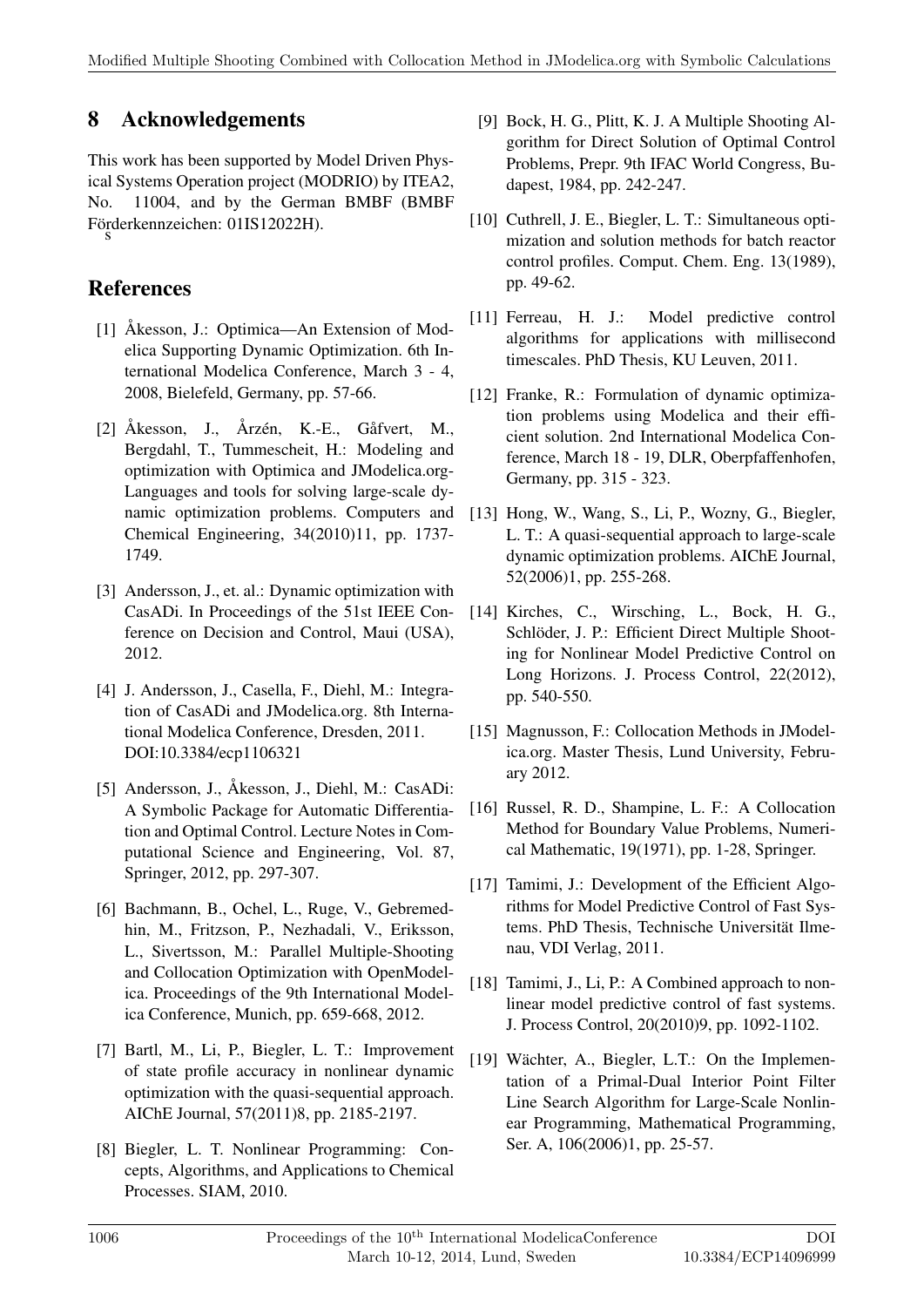## 8 Acknowledgements

This work has been supported by Model Driven Physical Systems Operation project (MODRIO) by ITEA2, No. 11004, and by the German BMBF (BMBF Förderkennzeichen: 01IS12022H).

## References

[1] Åkesson, J.: Optimica—An Extension of Modelica Supporting Dynamic Optimization. 6th International Modelica Conference, March 3 - 4, 2008, Bielefeld, Germany, pp. 57-66.

[2] Åkesson, J., Årzén, K.-E., Gåfvert, M., Bergdahl, T., Tummescheit, H.: Modeling and optimization with Optimica and JModelica.org-Languages and tools for solving large-scale dynamic optimization problems. Computers and Chemical Engineering, 34(2010)11, pp. 1737-1749.

[3] Andersson, J., et. al.: Dynamic optimization with CasADi. In Proceedings of the 51st IEEE Conference on Decision and Control, Maui (USA), 2012.

[4] J. Andersson, J., Casella, F., Diehl, M.: Integration of CasADi and JModelica.org. 8th International Modelica Conference, Dresden, 2011. DOI:10.3384/ecp1106321

[5] Andersson, J., Åkesson, J., Diehl, M.: CasADi: A Symbolic Package for Automatic Differentiation and Optimal Control. Lecture Notes in Computational Science and Engineering, Vol. 87, Springer, 2012, pp. 297-307.

[6] Bachmann, B., Ochel, L., Ruge, V., Gebremedhin, M., Fritzson, P., Nezhadali, V., Eriksson, L., Sivertsson, M.: Parallel Multiple-Shooting and Collocation Optimization with OpenModelica. Proceedings of the 9th International Modelica Conference, Munich, pp. 659-668, 2012.

[7] Bartl, M., Li, P., Biegler, L. T.: Improvement of state profile accuracy in nonlinear dynamic optimization with the quasi-sequential approach. AIChE Journal, 57(2011)8, pp. 2185-2197.

[8] Biegler, L. T. Nonlinear Programming: Concepts, Algorithms, and Applications to Chemical Processes. SIAM, 2010.

[9] Bock, H. G., Plitt, K. J. A Multiple Shooting Algorithm for Direct Solution of Optimal Control Problems, Prepr. 9th IFAC World Congress, Budapest, 1984, pp. 242-247.

[10] Cuthrell, J. E., Biegler, L. T.: Simultaneous optimization and solution methods for batch reactor control profiles. Comput. Chem. Eng. 13(1989), pp. 49-62.

[11] Ferreau, H. J.: Model predictive control algorithms for applications with millisecond timescales. PhD Thesis, KU Leuven, 2011.

[12] Franke, R.: Formulation of dynamic optimization problems using Modelica and their efficient solution. 2nd International Modelica Conference, March 18 - 19, DLR, Oberpfaffenhofen, Germany, pp. 315 - 323.

[13] Hong, W., Wang, S., Li, P., Wozny, G., Biegler, L. T.: A quasi-sequential approach to large-scale dynamic optimization problems. AIChE Journal, 52(2006)1, pp. 255-268.

[14] Kirches, C., Wirsching, L., Bock, H. G., Schlöder, J. P.: Efficient Direct Multiple Shooting for Nonlinear Model Predictive Control on Long Horizons. J. Process Control, 22(2012), pp. 540-550.

[15] Magnusson, F.: Collocation Methods in JModelica.org. Master Thesis, Lund University, February 2012.

[16] Russel, R. D., Shampine, L. F.: A Collocation Method for Boundary Value Problems, Numerical Mathematic, 19(1971), pp. 1-28, Springer.

[17] Tamimi, J.: Development of the Efficient Algorithms for Model Predictive Control of Fast Systems. PhD Thesis, Technische Universität Ilmenau, VDI Verlag, 2011.

[18] Tamimi, J., Li, P.: A Combined approach to nonlinear model predictive control of fast systems. J. Process Control, 20(2010)9, pp. 1092-1102.

[19] Wächter, A., Biegler, L.T.: On the Implementation of a Primal-Dual Interior Point Filter Line Search Algorithm for Large-Scale Nonlinear Programming, Mathematical Programming, Ser. A, 106(2006)1, pp. 25-57.